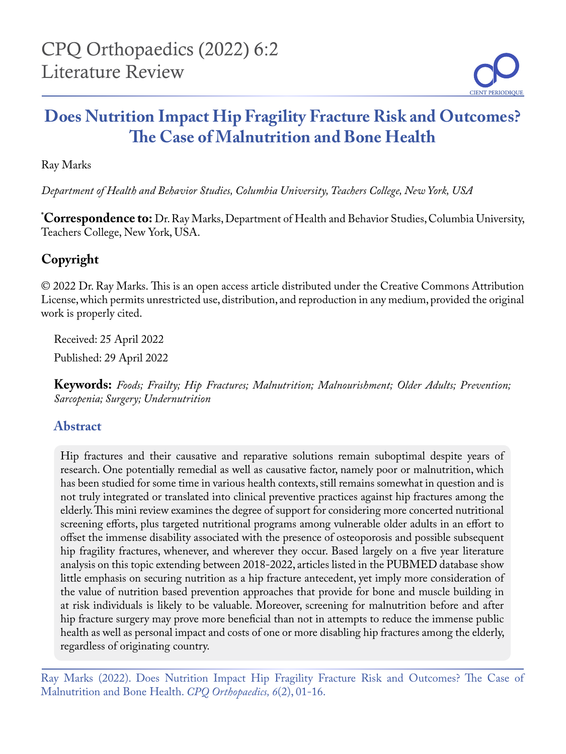# Does Nutrition Impact Hip Fragility Fracture Risk and Outcomes? The Case of Malnutrition and Bone Health

Ray Marks

*Department of Health and Behavior Studies, Columbia University, Teachers College, New York, USA*

**\*Correspondence to:** Dr. Ray Marks, Department of Health and Behavior Studies, Columbia University, Teachers College, New York, USA.

## Copyright

© 2022 Dr. Ray Marks. This is an open access article distributed under the Creative Commons Attribution License, which permits unrestricted use, distribution, and reproduction in any medium, provided the original work is properly cited.

Received: 25 April 2022

Published: 29 April 2022

**Keywords:** *Foods; Frailty; Hip Fractures; Malnutrition; Malnourishment; Older Adults; Prevention; Sarcopenia; Surgery; Undernutrition*

## Abstract

Hip fractures and their causative and reparative solutions remain suboptimal despite years of research. One potentially remedial as well as causative factor, namely poor or malnutrition, which has been studied for some time in various health contexts, still remains somewhat in question and is not truly integrated or translated into clinical preventive practices against hip fractures among the elderly. This mini review examines the degree of support for considering more concerted nutritional screening efforts, plus targeted nutritional programs among vulnerable older adults in an effort to offset the immense disability associated with the presence of osteoporosis and possible subsequent hip fragility fractures, whenever, and wherever they occur. Based largely on a five year literature analysis on this topic extending between 2018-2022, articles listed in the PUBMED database show little emphasis on securing nutrition as a hip fracture antecedent, yet imply more consideration of the value of nutrition based prevention approaches that provide for bone and muscle building in at risk individuals is likely to be valuable. Moreover, screening for malnutrition before and after hip fracture surgery may prove more beneficial than not in attempts to reduce the immense public health as well as personal impact and costs of one or more disabling hip fractures among the elderly, regardless of originating country.

Ray Marks (2022). Does Nutrition Impact Hip Fragility Fracture Risk and Outcomes? The Case of Malnutrition and Bone Health. *CPQ Orthopaedics, 6*(2), 01-16.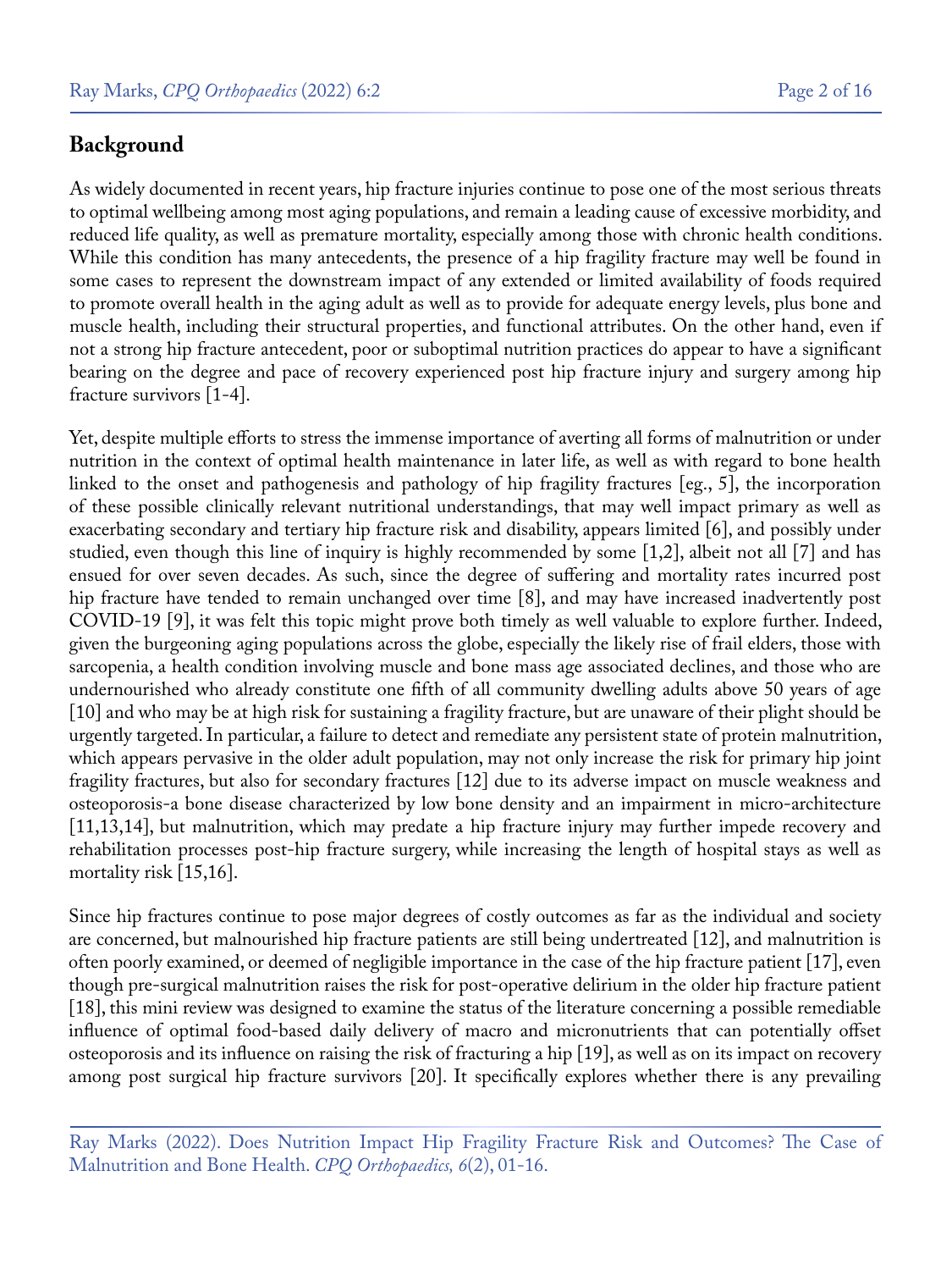## Background

As widely documented in recent years, hip fracture injuries continue to pose one of the most serious threats to optimal wellbeing among most aging populations, and remain a leading cause of excessive morbidity, and reduced life quality, as well as premature mortality, especially among those with chronic health conditions. While this condition has many antecedents, the presence of a hip fragility fracture may well be found in some cases to represent the downstream impact of any extended or limited availability of foods required to promote overall health in the aging adult as well as to provide for adequate energy levels, plus bone and muscle health, including their structural properties, and functional attributes. On the other hand, even if not a strong hip fracture antecedent, poor or suboptimal nutrition practices do appear to have a significant bearing on the degree and pace of recovery experienced post hip fracture injury and surgery among hip fracture survivors [1-4].

Yet, despite multiple efforts to stress the immense importance of averting all forms of malnutrition or under nutrition in the context of optimal health maintenance in later life, as well as with regard to bone health linked to the onset and pathogenesis and pathology of hip fragility fractures [eg., 5], the incorporation of these possible clinically relevant nutritional understandings, that may well impact primary as well as exacerbating secondary and tertiary hip fracture risk and disability, appears limited [6], and possibly under studied, even though this line of inquiry is highly recommended by some [1,2], albeit not all [7] and has ensued for over seven decades. As such, since the degree of suffering and mortality rates incurred post hip fracture have tended to remain unchanged over time [8], and may have increased inadvertently post COVID-19 [9], it was felt this topic might prove both timely as well valuable to explore further. Indeed, given the burgeoning aging populations across the globe, especially the likely rise of frail elders, those with sarcopenia, a health condition involving muscle and bone mass age associated declines, and those who are undernourished who already constitute one fifth of all community dwelling adults above 50 years of age [10] and who may be at high risk for sustaining a fragility fracture, but are unaware of their plight should be urgently targeted. In particular, a failure to detect and remediate any persistent state of protein malnutrition, which appears pervasive in the older adult population, may not only increase the risk for primary hip joint fragility fractures, but also for secondary fractures [12] due to its adverse impact on muscle weakness and osteoporosis-a bone disease characterized by low bone density and an impairment in micro-architecture [11,13,14], but malnutrition, which may predate a hip fracture injury may further impede recovery and rehabilitation processes post-hip fracture surgery, while increasing the length of hospital stays as well as mortality risk [15,16].

Since hip fractures continue to pose major degrees of costly outcomes as far as the individual and society are concerned, but malnourished hip fracture patients are still being undertreated [12], and malnutrition is often poorly examined, or deemed of negligible importance in the case of the hip fracture patient [17], even though pre-surgical malnutrition raises the risk for post-operative delirium in the older hip fracture patient [18], this mini review was designed to examine the status of the literature concerning a possible remediable influence of optimal food-based daily delivery of macro and micronutrients that can potentially offset osteoporosis and its influence on raising the risk of fracturing a hip [19], as well as on its impact on recovery among post surgical hip fracture survivors [20]. It specifically explores whether there is any prevailing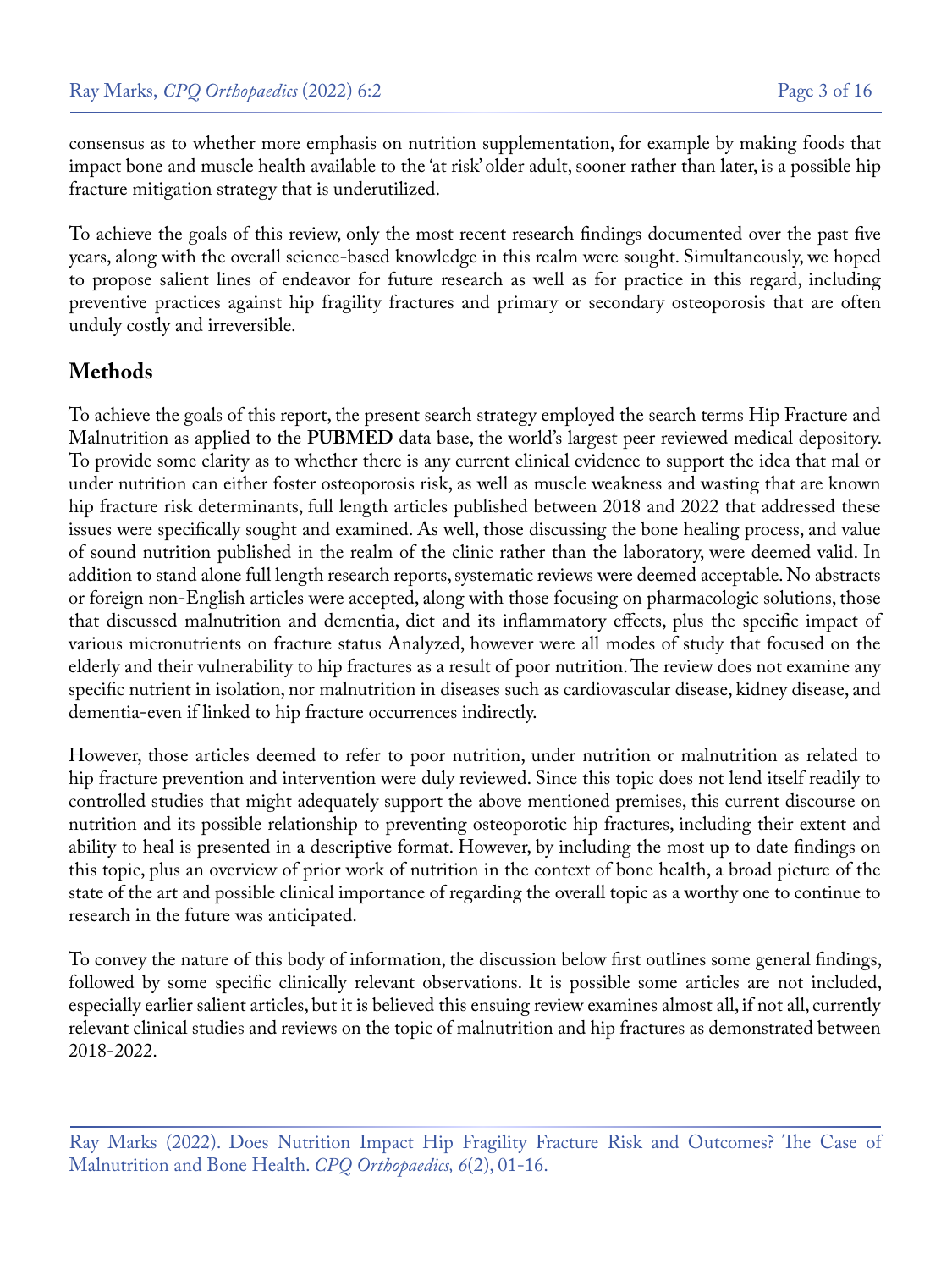consensus as to whether more emphasis on nutrition supplementation, for example by making foods that impact bone and muscle health available to the 'at risk' older adult, sooner rather than later, is a possible hip fracture mitigation strategy that is underutilized.

To achieve the goals of this review, only the most recent research findings documented over the past five years, along with the overall science-based knowledge in this realm were sought. Simultaneously, we hoped to propose salient lines of endeavor for future research as well as for practice in this regard, including preventive practices against hip fragility fractures and primary or secondary osteoporosis that are often unduly costly and irreversible.

## Methods

To achieve the goals of this report, the present search strategy employed the search terms Hip Fracture and Malnutrition as applied to the **PUBMED** data base, the world's largest peer reviewed medical depository. To provide some clarity as to whether there is any current clinical evidence to support the idea that mal or under nutrition can either foster osteoporosis risk, as well as muscle weakness and wasting that are known hip fracture risk determinants, full length articles published between 2018 and 2022 that addressed these issues were specifically sought and examined. As well, those discussing the bone healing process, and value of sound nutrition published in the realm of the clinic rather than the laboratory, were deemed valid. In addition to stand alone full length research reports, systematic reviews were deemed acceptable. No abstracts or foreign non-English articles were accepted, along with those focusing on pharmacologic solutions, those that discussed malnutrition and dementia, diet and its inflammatory effects, plus the specific impact of various micronutrients on fracture status Analyzed, however were all modes of study that focused on the elderly and their vulnerability to hip fractures as a result of poor nutrition. The review does not examine any specific nutrient in isolation, nor malnutrition in diseases such as cardiovascular disease, kidney disease, and dementia-even if linked to hip fracture occurrences indirectly.

However, those articles deemed to refer to poor nutrition, under nutrition or malnutrition as related to hip fracture prevention and intervention were duly reviewed. Since this topic does not lend itself readily to controlled studies that might adequately support the above mentioned premises, this current discourse on nutrition and its possible relationship to preventing osteoporotic hip fractures, including their extent and ability to heal is presented in a descriptive format. However, by including the most up to date findings on this topic, plus an overview of prior work of nutrition in the context of bone health, a broad picture of the state of the art and possible clinical importance of regarding the overall topic as a worthy one to continue to research in the future was anticipated.

To convey the nature of this body of information, the discussion below first outlines some general findings, followed by some specific clinically relevant observations. It is possible some articles are not included, especially earlier salient articles, but it is believed this ensuing review examines almost all, if not all, currently relevant clinical studies and reviews on the topic of malnutrition and hip fractures as demonstrated between 2018-2022.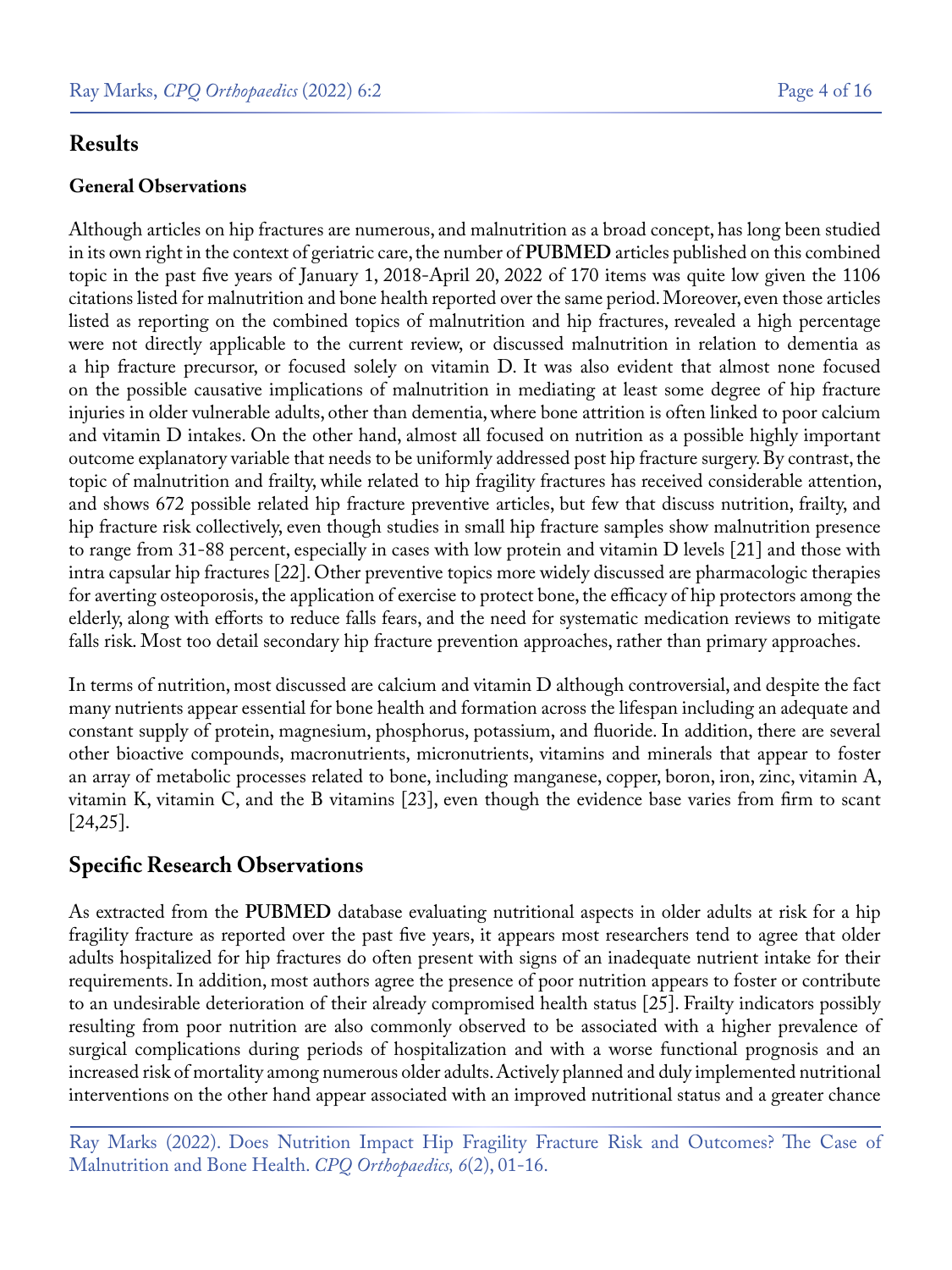## Results

### General Observations

Although articles on hip fractures are numerous, and malnutrition as a broad concept, has long been studied in its own right in the context of geriatric care, the number of **PUBMED** articles published on this combined topic in the past five years of January 1, 2018-April 20, 2022 of 170 items was quite low given the 1106 citations listed for malnutrition and bone health reported over the same period. Moreover, even those articles listed as reporting on the combined topics of malnutrition and hip fractures, revealed a high percentage were not directly applicable to the current review, or discussed malnutrition in relation to dementia as a hip fracture precursor, or focused solely on vitamin D. It was also evident that almost none focused on the possible causative implications of malnutrition in mediating at least some degree of hip fracture injuries in older vulnerable adults, other than dementia, where bone attrition is often linked to poor calcium and vitamin D intakes. On the other hand, almost all focused on nutrition as a possible highly important outcome explanatory variable that needs to be uniformly addressed post hip fracture surgery. By contrast, the topic of malnutrition and frailty, while related to hip fragility fractures has received considerable attention, and shows 672 possible related hip fracture preventive articles, but few that discuss nutrition, frailty, and hip fracture risk collectively, even though studies in small hip fracture samples show malnutrition presence to range from 31-88 percent, especially in cases with low protein and vitamin D levels [21] and those with intra capsular hip fractures [22]. Other preventive topics more widely discussed are pharmacologic therapies for averting osteoporosis, the application of exercise to protect bone, the efficacy of hip protectors among the elderly, along with efforts to reduce falls fears, and the need for systematic medication reviews to mitigate falls risk. Most too detail secondary hip fracture prevention approaches, rather than primary approaches.

In terms of nutrition, most discussed are calcium and vitamin D although controversial, and despite the fact many nutrients appear essential for bone health and formation across the lifespan including an adequate and constant supply of protein, magnesium, phosphorus, potassium, and fluoride. In addition, there are several other bioactive compounds, macronutrients, micronutrients, vitamins and minerals that appear to foster an array of metabolic processes related to bone, including manganese, copper, boron, iron, zinc, vitamin A, vitamin K, vitamin C, and the B vitamins [23], even though the evidence base varies from firm to scant [24,25].

## Specific Research Observations

As extracted from the **PUBMED** database evaluating nutritional aspects in older adults at risk for a hip fragility fracture as reported over the past five years, it appears most researchers tend to agree that older adults hospitalized for hip fractures do often present with signs of an inadequate nutrient intake for their requirements. In addition, most authors agree the presence of poor nutrition appears to foster or contribute to an undesirable deterioration of their already compromised health status [25]. Frailty indicators possibly resulting from poor nutrition are also commonly observed to be associated with a higher prevalence of surgical complications during periods of hospitalization and with a worse functional prognosis and an increased risk of mortality among numerous older adults. Actively planned and duly implemented nutritional interventions on the other hand appear associated with an improved nutritional status and a greater chance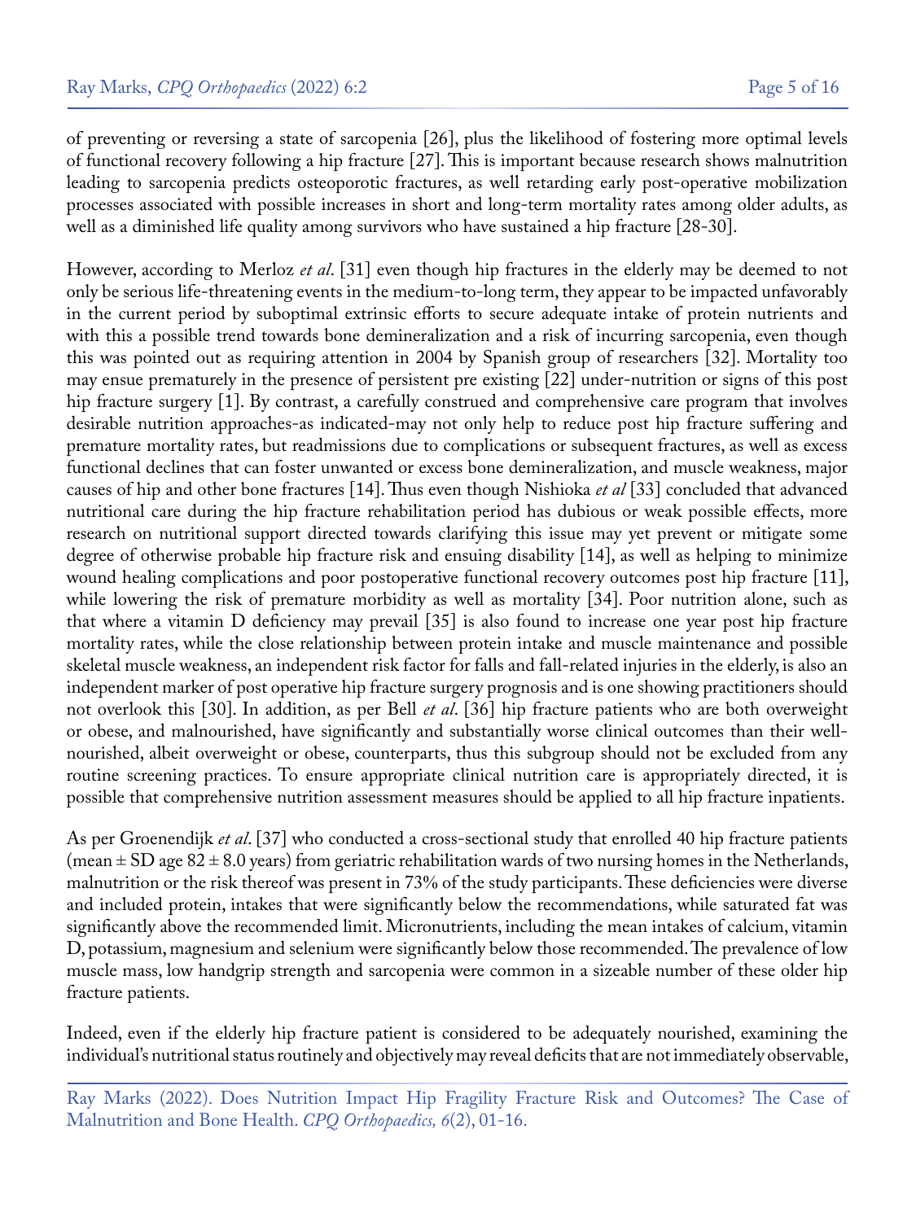of preventing or reversing a state of sarcopenia [26], plus the likelihood of fostering more optimal levels of functional recovery following a hip fracture [27]. This is important because research shows malnutrition leading to sarcopenia predicts osteoporotic fractures, as well retarding early post-operative mobilization processes associated with possible increases in short and long-term mortality rates among older adults, as well as a diminished life quality among survivors who have sustained a hip fracture [28-30].

However, according to Merloz *et al*. [31] even though hip fractures in the elderly may be deemed to not only be serious life-threatening events in the medium-to-long term, they appear to be impacted unfavorably in the current period by suboptimal extrinsic efforts to secure adequate intake of protein nutrients and with this a possible trend towards bone demineralization and a risk of incurring sarcopenia, even though this was pointed out as requiring attention in 2004 by Spanish group of researchers [32]. Mortality too may ensue prematurely in the presence of persistent pre existing [22] under-nutrition or signs of this post hip fracture surgery [1]. By contrast, a carefully construed and comprehensive care program that involves desirable nutrition approaches-as indicated-may not only help to reduce post hip fracture suffering and premature mortality rates, but readmissions due to complications or subsequent fractures, as well as excess functional declines that can foster unwanted or excess bone demineralization, and muscle weakness, major causes of hip and other bone fractures [14]. Thus even though Nishioka *et al* [33] concluded that advanced nutritional care during the hip fracture rehabilitation period has dubious or weak possible effects, more research on nutritional support directed towards clarifying this issue may yet prevent or mitigate some degree of otherwise probable hip fracture risk and ensuing disability [14], as well as helping to minimize wound healing complications and poor postoperative functional recovery outcomes post hip fracture [11], while lowering the risk of premature morbidity as well as mortality [34]. Poor nutrition alone, such as that where a vitamin D deficiency may prevail [35] is also found to increase one year post hip fracture mortality rates, while the close relationship between protein intake and muscle maintenance and possible skeletal muscle weakness, an independent risk factor for falls and fall-related injuries in the elderly, is also an independent marker of post operative hip fracture surgery prognosis and is one showing practitioners should not overlook this [30]. In addition, as per Bell *et al*. [36] hip fracture patients who are both overweight or obese, and malnourished, have significantly and substantially worse clinical outcomes than their well-nourished, albeit overweight or obese, counterparts, thus this subgroup should not be excluded from any routine screening practices. To ensure appropriate clinical nutrition care is appropriately directed, it is possible that comprehensive nutrition assessment measures should be applied to all hip fracture inpatients.

As per Groenendijk *et al*. [37] who conducted a cross-sectional study that enrolled 40 hip fracture patients (mean ± SD age 82 ± 8.0 years) from geriatric rehabilitation wards of two nursing homes in the Netherlands, malnutrition or the risk thereof was present in 73% of the study participants. These deficiencies were diverse and included protein, intakes that were significantly below the recommendations, while saturated fat was significantly above the recommended limit. Micronutrients, including the mean intakes of calcium, vitamin D, potassium, magnesium and selenium were significantly below those recommended. The prevalence of low muscle mass, low handgrip strength and sarcopenia were common in a sizeable number of these older hip fracture patients.

Indeed, even if the elderly hip fracture patient is considered to be adequately nourished, examining the individual's nutritional status routinely and objectively may reveal deficits that are not immediately observable,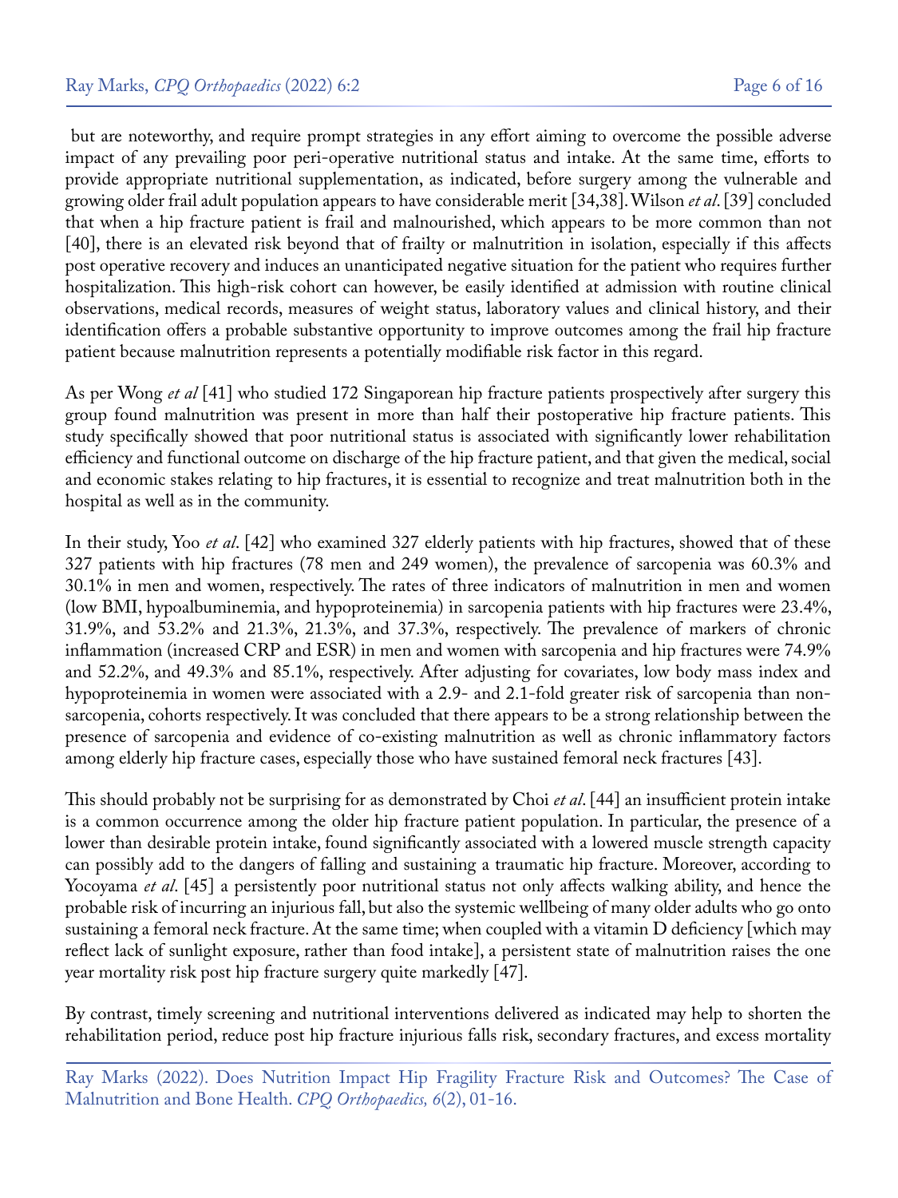but are noteworthy, and require prompt strategies in any effort aiming to overcome the possible adverse impact of any prevailing poor peri-operative nutritional status and intake. At the same time, efforts to provide appropriate nutritional supplementation, as indicated, before surgery among the vulnerable and growing older frail adult population appears to have considerable merit [34,38]. Wilson *et al*. [39] concluded that when a hip fracture patient is frail and malnourished, which appears to be more common than not [40], there is an elevated risk beyond that of frailty or malnutrition in isolation, especially if this affects post operative recovery and induces an unanticipated negative situation for the patient who requires further hospitalization. This high-risk cohort can however, be easily identified at admission with routine clinical observations, medical records, measures of weight status, laboratory values and clinical history, and their identification offers a probable substantive opportunity to improve outcomes among the frail hip fracture patient because malnutrition represents a potentially modifiable risk factor in this regard.

As per Wong *et al* [41] who studied 172 Singaporean hip fracture patients prospectively after surgery this group found malnutrition was present in more than half their postoperative hip fracture patients. This study specifically showed that poor nutritional status is associated with significantly lower rehabilitation efficiency and functional outcome on discharge of the hip fracture patient, and that given the medical, social and economic stakes relating to hip fractures, it is essential to recognize and treat malnutrition both in the hospital as well as in the community.

In their study, Yoo *et al*. [42] who examined 327 elderly patients with hip fractures, showed that of these 327 patients with hip fractures (78 men and 249 women), the prevalence of sarcopenia was 60.3% and 30.1% in men and women, respectively. The rates of three indicators of malnutrition in men and women (low BMI, hypoalbuminemia, and hypoproteinemia) in sarcopenia patients with hip fractures were 23.4%, 31.9%, and 53.2% and 21.3%, 21.3%, and 37.3%, respectively. The prevalence of markers of chronic inflammation (increased CRP and ESR) in men and women with sarcopenia and hip fractures were 74.9% and 52.2%, and 49.3% and 85.1%, respectively. After adjusting for covariates, low body mass index and hypoproteinemia in women were associated with a 2.9- and 2.1-fold greater risk of sarcopenia than non-sarcopenia, cohorts respectively. It was concluded that there appears to be a strong relationship between the presence of sarcopenia and evidence of co-existing malnutrition as well as chronic inflammatory factors among elderly hip fracture cases, especially those who have sustained femoral neck fractures [43].

This should probably not be surprising for as demonstrated by Choi *et al*. [44] an insufficient protein intake is a common occurrence among the older hip fracture patient population. In particular, the presence of a lower than desirable protein intake, found significantly associated with a lowered muscle strength capacity can possibly add to the dangers of falling and sustaining a traumatic hip fracture. Moreover, according to Yocoyama *et al*. [45] a persistently poor nutritional status not only affects walking ability, and hence the probable risk of incurring an injurious fall, but also the systemic wellbeing of many older adults who go onto sustaining a femoral neck fracture. At the same time; when coupled with a vitamin D deficiency [which may reflect lack of sunlight exposure, rather than food intake], a persistent state of malnutrition raises the one year mortality risk post hip fracture surgery quite markedly [47].

By contrast, timely screening and nutritional interventions delivered as indicated may help to shorten the rehabilitation period, reduce post hip fracture injurious falls risk, secondary fractures, and excess mortality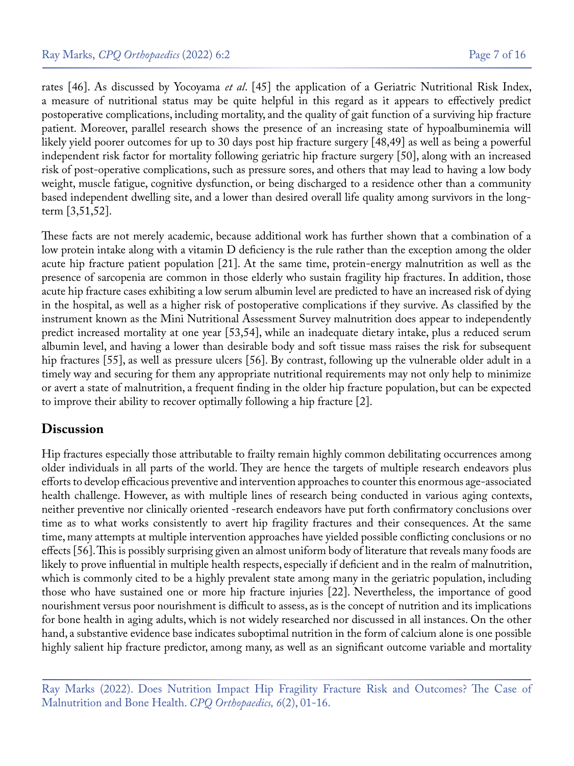rates [46]. As discussed by Yocoyama *et al*. [45] the application of a Geriatric Nutritional Risk Index, a measure of nutritional status may be quite helpful in this regard as it appears to effectively predict postoperative complications, including mortality, and the quality of gait function of a surviving hip fracture patient. Moreover, parallel research shows the presence of an increasing state of hypoalbuminemia will likely yield poorer outcomes for up to 30 days post hip fracture surgery [48,49] as well as being a powerful independent risk factor for mortality following geriatric hip fracture surgery [50], along with an increased risk of post-operative complications, such as pressure sores, and others that may lead to having a low body weight, muscle fatigue, cognitive dysfunction, or being discharged to a residence other than a community based independent dwelling site, and a lower than desired overall life quality among survivors in the long-term [3,51,52].

These facts are not merely academic, because additional work has further shown that a combination of a low protein intake along with a vitamin D deficiency is the rule rather than the exception among the older acute hip fracture patient population [21]. At the same time, protein-energy malnutrition as well as the presence of sarcopenia are common in those elderly who sustain fragility hip fractures. In addition, those acute hip fracture cases exhibiting a low serum albumin level are predicted to have an increased risk of dying in the hospital, as well as a higher risk of postoperative complications if they survive. As classified by the instrument known as the Mini Nutritional Assessment Survey malnutrition does appear to independently predict increased mortality at one year [53,54], while an inadequate dietary intake, plus a reduced serum albumin level, and having a lower than desirable body and soft tissue mass raises the risk for subsequent hip fractures [55], as well as pressure ulcers [56]. By contrast, following up the vulnerable older adult in a timely way and securing for them any appropriate nutritional requirements may not only help to minimize or avert a state of malnutrition, a frequent finding in the older hip fracture population, but can be expected to improve their ability to recover optimally following a hip fracture [2].

## Discussion

Hip fractures especially those attributable to frailty remain highly common debilitating occurrences among older individuals in all parts of the world. They are hence the targets of multiple research endeavors plus efforts to develop efficacious preventive and intervention approaches to counter this enormous age-associated health challenge. However, as with multiple lines of research being conducted in various aging contexts, neither preventive nor clinically oriented -research endeavors have put forth confirmatory conclusions over time as to what works consistently to avert hip fragility fractures and their consequences. At the same time, many attempts at multiple intervention approaches have yielded possible conflicting conclusions or no effects [56]. This is possibly surprising given an almost uniform body of literature that reveals many foods are likely to prove influential in multiple health respects, especially if deficient and in the realm of malnutrition, which is commonly cited to be a highly prevalent state among many in the geriatric population, including those who have sustained one or more hip fracture injuries [22]. Nevertheless, the importance of good nourishment versus poor nourishment is difficult to assess, as is the concept of nutrition and its implications for bone health in aging adults, which is not widely researched nor discussed in all instances. On the other hand, a substantive evidence base indicates suboptimal nutrition in the form of calcium alone is one possible highly salient hip fracture predictor, among many, as well as an significant outcome variable and mortality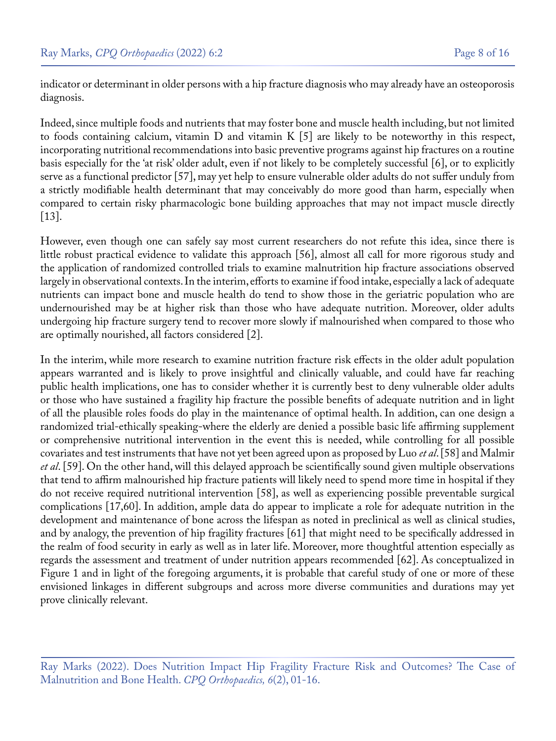indicator or determinant in older persons with a hip fracture diagnosis who may already have an osteoporosis diagnosis.

Indeed, since multiple foods and nutrients that may foster bone and muscle health including, but not limited to foods containing calcium, vitamin D and vitamin K [5] are likely to be noteworthy in this respect, incorporating nutritional recommendations into basic preventive programs against hip fractures on a routine basis especially for the 'at risk' older adult, even if not likely to be completely successful [6], or to explicitly serve as a functional predictor [57], may yet help to ensure vulnerable older adults do not suffer unduly from a strictly modifiable health determinant that may conceivably do more good than harm, especially when compared to certain risky pharmacologic bone building approaches that may not impact muscle directly [13].

However, even though one can safely say most current researchers do not refute this idea, since there is little robust practical evidence to validate this approach [56], almost all call for more rigorous study and the application of randomized controlled trials to examine malnutrition hip fracture associations observed largely in observational contexts. In the interim, efforts to examine if food intake, especially a lack of adequate nutrients can impact bone and muscle health do tend to show those in the geriatric population who are undernourished may be at higher risk than those who have adequate nutrition. Moreover, older adults undergoing hip fracture surgery tend to recover more slowly if malnourished when compared to those who are optimally nourished, all factors considered [2].

In the interim, while more research to examine nutrition fracture risk effects in the older adult population appears warranted and is likely to prove insightful and clinically valuable, and could have far reaching public health implications, one has to consider whether it is currently best to deny vulnerable older adults or those who have sustained a fragility hip fracture the possible benefits of adequate nutrition and in light of all the plausible roles foods do play in the maintenance of optimal health. In addition, can one design a randomized trial-ethically speaking-where the elderly are denied a possible basic life affirming supplement or comprehensive nutritional intervention in the event this is needed, while controlling for all possible covariates and test instruments that have not yet been agreed upon as proposed by Luo *et al*. [58] and Malmir *et al*. [59]. On the other hand, will this delayed approach be scientifically sound given multiple observations that tend to affirm malnourished hip fracture patients will likely need to spend more time in hospital if they do not receive required nutritional intervention [58], as well as experiencing possible preventable surgical complications [17,60]. In addition, ample data do appear to implicate a role for adequate nutrition in the development and maintenance of bone across the lifespan as noted in preclinical as well as clinical studies, and by analogy, the prevention of hip fragility fractures [61] that might need to be specifically addressed in the realm of food security in early as well as in later life. Moreover, more thoughtful attention especially as regards the assessment and treatment of under nutrition appears recommended [62]. As conceptualized in Figure 1 and in light of the foregoing arguments, it is probable that careful study of one or more of these envisioned linkages in different subgroups and across more diverse communities and durations may yet prove clinically relevant.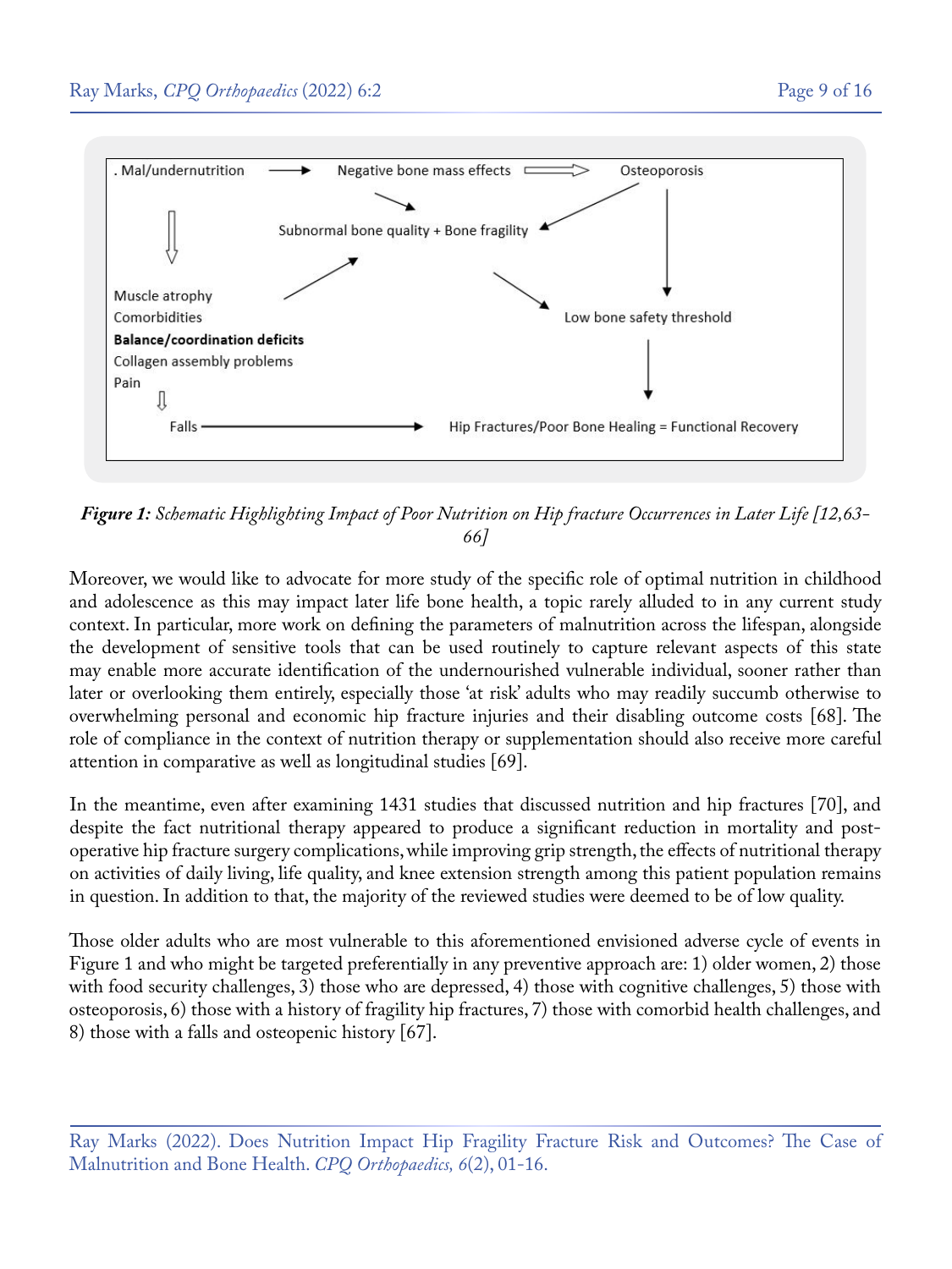. Mal/undernutrition → Negative bone mass effects ⇒ Osteoporosis

Subnormal bone quality + Bone fragility

Muscle atrophy
Comorbidities
**Balance/coordination deficits**
Collagen assembly problems
Pain

Low bone safety threshold

Falls → Hip Fractures/Poor Bone Healing = Functional Recovery

***Figure 1:*** *Schematic Highlighting Impact of Poor Nutrition on Hip fracture Occurrences in Later Life [12,63-66]*

Moreover, we would like to advocate for more study of the specific role of optimal nutrition in childhood and adolescence as this may impact later life bone health, a topic rarely alluded to in any current study context. In particular, more work on defining the parameters of malnutrition across the lifespan, alongside the development of sensitive tools that can be used routinely to capture relevant aspects of this state may enable more accurate identification of the undernourished vulnerable individual, sooner rather than later or overlooking them entirely, especially those 'at risk' adults who may readily succumb otherwise to overwhelming personal and economic hip fracture injuries and their disabling outcome costs [68]. The role of compliance in the context of nutrition therapy or supplementation should also receive more careful attention in comparative as well as longitudinal studies [69].

In the meantime, even after examining 1431 studies that discussed nutrition and hip fractures [70], and despite the fact nutritional therapy appeared to produce a significant reduction in mortality and post-operative hip fracture surgery complications, while improving grip strength, the effects of nutritional therapy on activities of daily living, life quality, and knee extension strength among this patient population remains in question. In addition to that, the majority of the reviewed studies were deemed to be of low quality.

Those older adults who are most vulnerable to this aforementioned envisioned adverse cycle of events in Figure 1 and who might be targeted preferentially in any preventive approach are: 1) older women, 2) those with food security challenges, 3) those who are depressed, 4) those with cognitive challenges, 5) those with osteoporosis, 6) those with a history of fragility hip fractures, 7) those with comorbid health challenges, and 8) those with a falls and osteopenic history [67].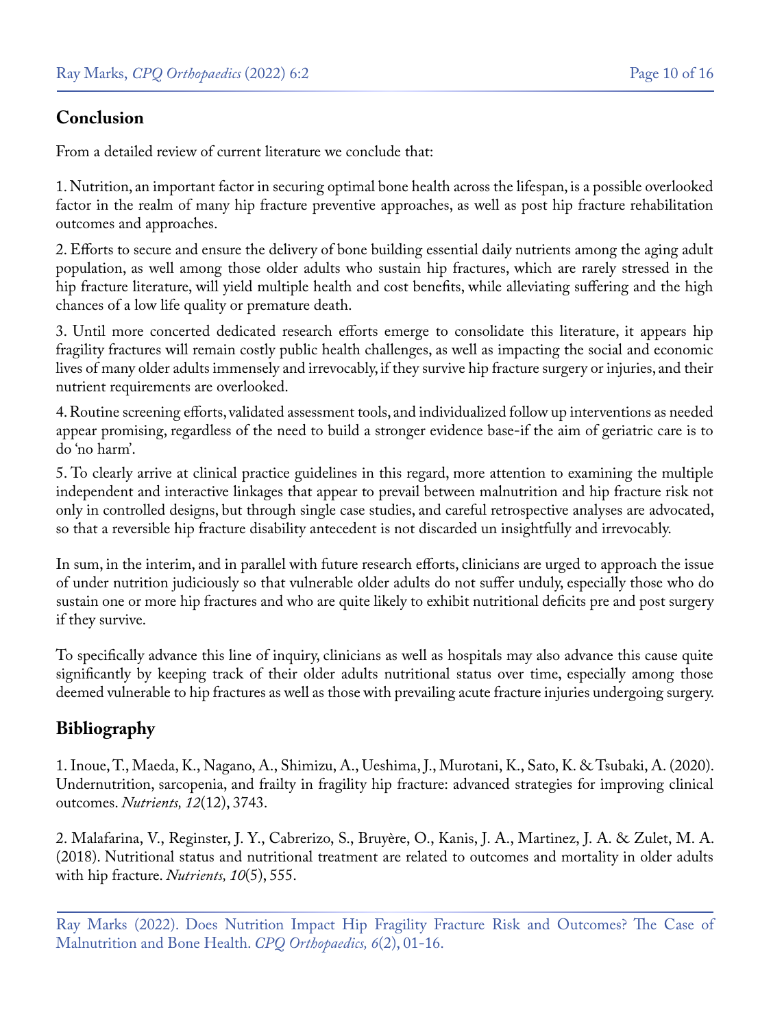## Conclusion

From a detailed review of current literature we conclude that:

1. Nutrition, an important factor in securing optimal bone health across the lifespan, is a possible overlooked factor in the realm of many hip fracture preventive approaches, as well as post hip fracture rehabilitation outcomes and approaches.

2. Efforts to secure and ensure the delivery of bone building essential daily nutrients among the aging adult population, as well among those older adults who sustain hip fractures, which are rarely stressed in the hip fracture literature, will yield multiple health and cost benefits, while alleviating suffering and the high chances of a low life quality or premature death.

3. Until more concerted dedicated research efforts emerge to consolidate this literature, it appears hip fragility fractures will remain costly public health challenges, as well as impacting the social and economic lives of many older adults immensely and irrevocably, if they survive hip fracture surgery or injuries, and their nutrient requirements are overlooked.

4. Routine screening efforts, validated assessment tools, and individualized follow up interventions as needed appear promising, regardless of the need to build a stronger evidence base-if the aim of geriatric care is to do 'no harm'.

5. To clearly arrive at clinical practice guidelines in this regard, more attention to examining the multiple independent and interactive linkages that appear to prevail between malnutrition and hip fracture risk not only in controlled designs, but through single case studies, and careful retrospective analyses are advocated, so that a reversible hip fracture disability antecedent is not discarded un insightfully and irrevocably.

In sum, in the interim, and in parallel with future research efforts, clinicians are urged to approach the issue of under nutrition judiciously so that vulnerable older adults do not suffer unduly, especially those who do sustain one or more hip fractures and who are quite likely to exhibit nutritional deficits pre and post surgery if they survive.

To specifically advance this line of inquiry, clinicians as well as hospitals may also advance this cause quite significantly by keeping track of their older adults nutritional status over time, especially among those deemed vulnerable to hip fractures as well as those with prevailing acute fracture injuries undergoing surgery.

## Bibliography

1. Inoue, T., Maeda, K., Nagano, A., Shimizu, A., Ueshima, J., Murotani, K., Sato, K. & Tsubaki, A. (2020). Undernutrition, sarcopenia, and frailty in fragility hip fracture: advanced strategies for improving clinical outcomes. *Nutrients, 12*(12), 3743.

2. Malafarina, V., Reginster, J. Y., Cabrerizo, S., Bruyère, O., Kanis, J. A., Martinez, J. A. & Zulet, M. A. (2018). Nutritional status and nutritional treatment are related to outcomes and mortality in older adults with hip fracture. *Nutrients, 10*(5), 555.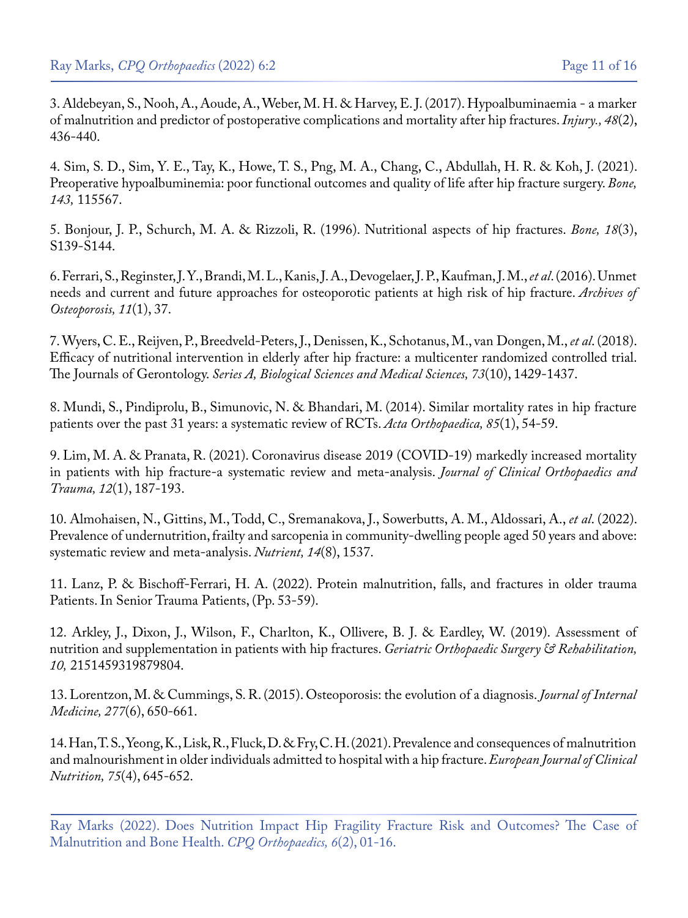3. Aldebeyan, S., Nooh, A., Aoude, A., Weber, M. H. & Harvey, E. J. (2017). Hypoalbuminaemia - a marker of malnutrition and predictor of postoperative complications and mortality after hip fractures. *Injury., 48*(2), 436-440.

4. Sim, S. D., Sim, Y. E., Tay, K., Howe, T. S., Png, M. A., Chang, C., Abdullah, H. R. & Koh, J. (2021). Preoperative hypoalbuminemia: poor functional outcomes and quality of life after hip fracture surgery. *Bone, 143,* 115567.

5. Bonjour, J. P., Schurch, M. A. & Rizzoli, R. (1996). Nutritional aspects of hip fractures. *Bone, 18*(3), S139-S144.

6. Ferrari, S., Reginster, J. Y., Brandi, M. L., Kanis, J. A., Devogelaer, J. P., Kaufman, J. M., *et al.* (2016). Unmet needs and current and future approaches for osteoporotic patients at high risk of hip fracture. *Archives of Osteoporosis, 11*(1), 37.

7. Wyers, C. E., Reijven, P., Breedveld-Peters, J., Denissen, K., Schotanus, M., van Dongen, M., *et al.* (2018). Efficacy of nutritional intervention in elderly after hip fracture: a multicenter randomized controlled trial. The Journals of Gerontology. *Series A, Biological Sciences and Medical Sciences, 73*(10), 1429-1437.

8. Mundi, S., Pindiprolu, B., Simunovic, N. & Bhandari, M. (2014). Similar mortality rates in hip fracture patients over the past 31 years: a systematic review of RCTs. *Acta Orthopaedica, 85*(1), 54-59.

9. Lim, M. A. & Pranata, R. (2021). Coronavirus disease 2019 (COVID-19) markedly increased mortality in patients with hip fracture-a systematic review and meta-analysis. *Journal of Clinical Orthopaedics and Trauma, 12*(1), 187-193.

10. Almohaisen, N., Gittins, M., Todd, C., Sremanakova, J., Sowerbutts, A. M., Aldossari, A., *et al.* (2022). Prevalence of undernutrition, frailty and sarcopenia in community-dwelling people aged 50 years and above: systematic review and meta-analysis. *Nutrient, 14*(8), 1537.

11. Lanz, P. & Bischoff-Ferrari, H. A. (2022). Protein malnutrition, falls, and fractures in older trauma Patients. In Senior Trauma Patients, (Pp. 53-59).

12. Arkley, J., Dixon, J., Wilson, F., Charlton, K., Ollivere, B. J. & Eardley, W. (2019). Assessment of nutrition and supplementation in patients with hip fractures. *Geriatric Orthopaedic Surgery & Rehabilitation, 10,* 2151459319879804.

13. Lorentzon, M. & Cummings, S. R. (2015). Osteoporosis: the evolution of a diagnosis. *Journal of Internal Medicine, 277*(6), 650-661.

14. Han, T. S., Yeong, K., Lisk, R., Fluck, D. & Fry, C. H. (2021). Prevalence and consequences of malnutrition and malnourishment in older individuals admitted to hospital with a hip fracture. *European Journal of Clinical Nutrition, 75*(4), 645-652.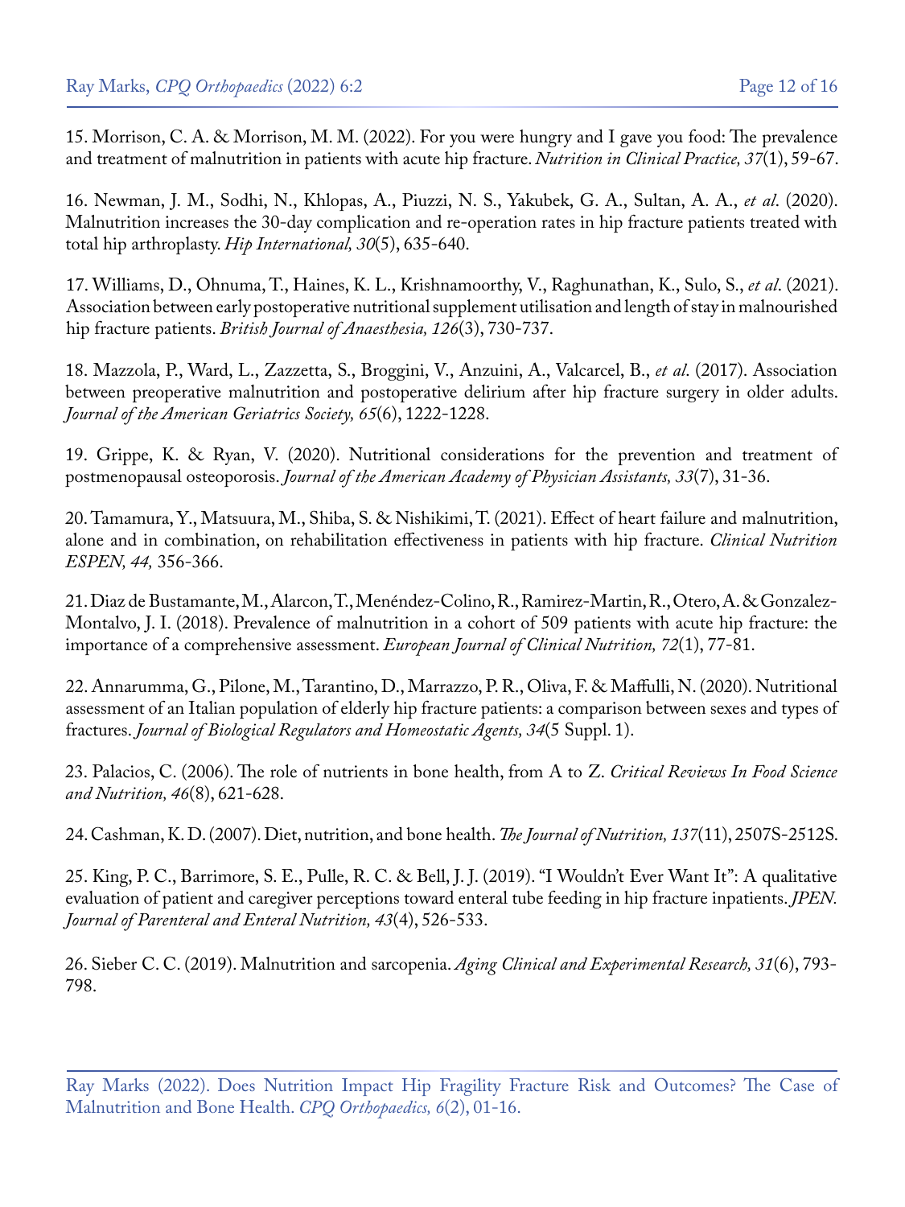15. Morrison, C. A. & Morrison, M. M. (2022). For you were hungry and I gave you food: The prevalence and treatment of malnutrition in patients with acute hip fracture. *Nutrition in Clinical Practice, 37*(1), 59-67.

16. Newman, J. M., Sodhi, N., Khlopas, A., Piuzzi, N. S., Yakubek, G. A., Sultan, A. A., *et al*. (2020). Malnutrition increases the 30-day complication and re-operation rates in hip fracture patients treated with total hip arthroplasty. *Hip International, 30*(5), 635-640.

17. Williams, D., Ohnuma, T., Haines, K. L., Krishnamoorthy, V., Raghunathan, K., Sulo, S., *et al*. (2021). Association between early postoperative nutritional supplement utilisation and length of stay in malnourished hip fracture patients. *British Journal of Anaesthesia, 126*(3), 730-737.

18. Mazzola, P., Ward, L., Zazzetta, S., Broggini, V., Anzuini, A., Valcarcel, B., *et al*. (2017). Association between preoperative malnutrition and postoperative delirium after hip fracture surgery in older adults. *Journal of the American Geriatrics Society, 65*(6), 1222-1228.

19. Grippe, K. & Ryan, V. (2020). Nutritional considerations for the prevention and treatment of postmenopausal osteoporosis. *Journal of the American Academy of Physician Assistants, 33*(7), 31-36.

20. Tamamura, Y., Matsuura, M., Shiba, S. & Nishikimi, T. (2021). Effect of heart failure and malnutrition, alone and in combination, on rehabilitation effectiveness in patients with hip fracture. *Clinical Nutrition ESPEN, 44,* 356-366.

21. Diaz de Bustamante, M., Alarcon, T., Menéndez-Colino, R., Ramirez-Martin, R., Otero, A. & Gonzalez-Montalvo, J. I. (2018). Prevalence of malnutrition in a cohort of 509 patients with acute hip fracture: the importance of a comprehensive assessment. *European Journal of Clinical Nutrition, 72*(1), 77-81.

22. Annarumma, G., Pilone, M., Tarantino, D., Marrazzo, P. R., Oliva, F. & Maffulli, N. (2020). Nutritional assessment of an Italian population of elderly hip fracture patients: a comparison between sexes and types of fractures. *Journal of Biological Regulators and Homeostatic Agents, 34*(5 Suppl. 1).

23. Palacios, C. (2006). The role of nutrients in bone health, from A to Z. *Critical Reviews In Food Science and Nutrition, 46*(8), 621-628.

24. Cashman, K. D. (2007). Diet, nutrition, and bone health. *The Journal of Nutrition, 137*(11), 2507S-2512S.

25. King, P. C., Barrimore, S. E., Pulle, R. C. & Bell, J. J. (2019). "I Wouldn't Ever Want It": A qualitative evaluation of patient and caregiver perceptions toward enteral tube feeding in hip fracture inpatients. *JPEN. Journal of Parenteral and Enteral Nutrition, 43*(4), 526-533.

26. Sieber C. C. (2019). Malnutrition and sarcopenia. *Aging Clinical and Experimental Research, 31*(6), 793-798.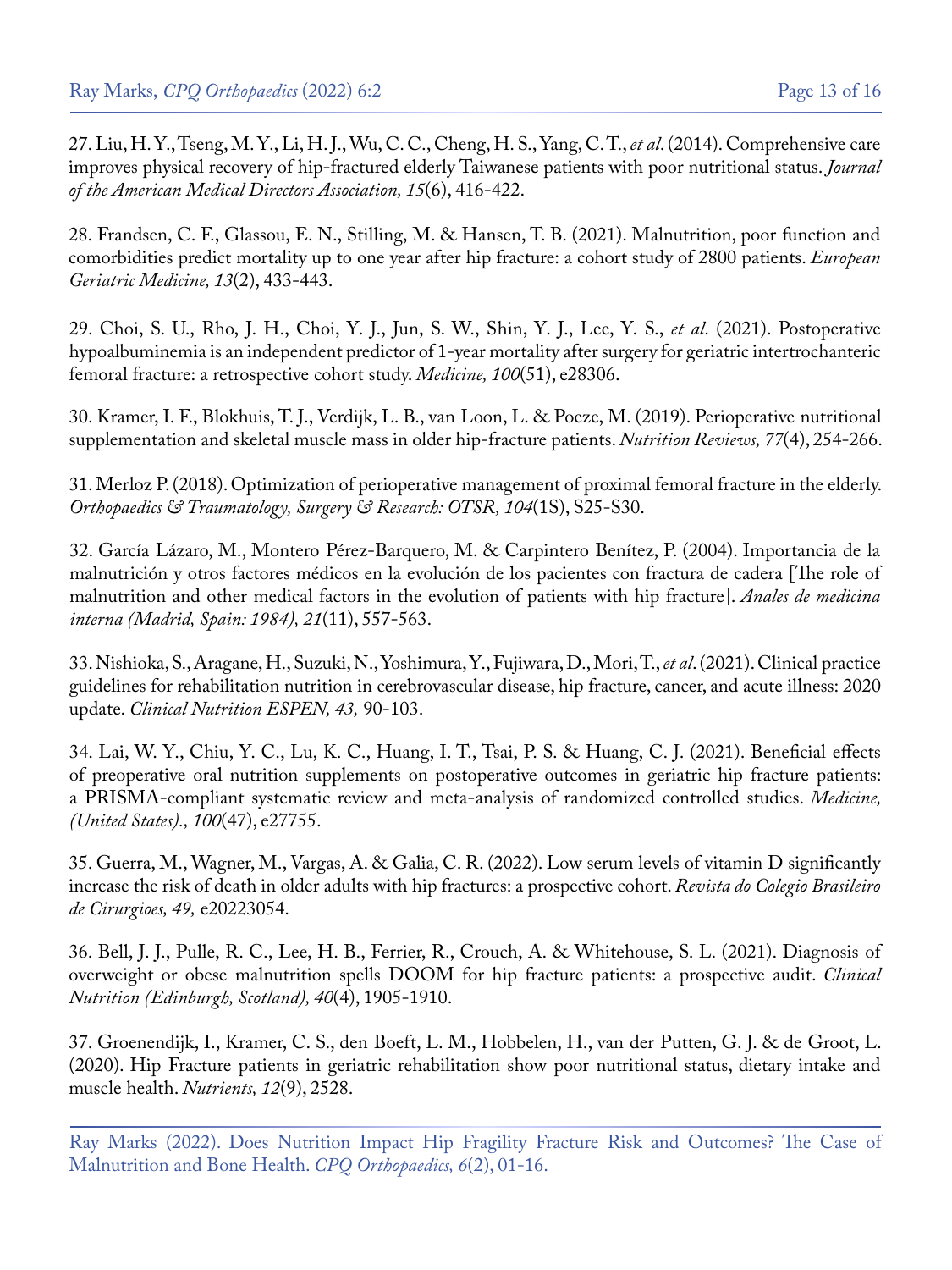27. Liu, H. Y., Tseng, M. Y., Li, H. J., Wu, C. C., Cheng, H. S., Yang, C. T., *et al*. (2014). Comprehensive care improves physical recovery of hip-fractured elderly Taiwanese patients with poor nutritional status. *Journal of the American Medical Directors Association, 15*(6), 416-422.

28. Frandsen, C. F., Glassou, E. N., Stilling, M. & Hansen, T. B. (2021). Malnutrition, poor function and comorbidities predict mortality up to one year after hip fracture: a cohort study of 2800 patients. *European Geriatric Medicine, 13*(2), 433-443.

29. Choi, S. U., Rho, J. H., Choi, Y. J., Jun, S. W., Shin, Y. J., Lee, Y. S., *et al*. (2021). Postoperative hypoalbuminemia is an independent predictor of 1-year mortality after surgery for geriatric intertrochanteric femoral fracture: a retrospective cohort study. *Medicine, 100*(51), e28306.

30. Kramer, I. F., Blokhuis, T. J., Verdijk, L. B., van Loon, L. & Poeze, M. (2019). Perioperative nutritional supplementation and skeletal muscle mass in older hip-fracture patients. *Nutrition Reviews, 77*(4), 254-266.

31. Merloz P. (2018). Optimization of perioperative management of proximal femoral fracture in the elderly. *Orthopaedics & Traumatology, Surgery & Research: OTSR, 104*(1S), S25-S30.

32. García Lázaro, M., Montero Pérez-Barquero, M. & Carpintero Benítez, P. (2004). Importancia de la malnutrición y otros factores médicos en la evolución de los pacientes con fractura de cadera [The role of malnutrition and other medical factors in the evolution of patients with hip fracture]. *Anales de medicina interna (Madrid, Spain: 1984), 21*(11), 557-563.

33. Nishioka, S., Aragane, H., Suzuki, N., Yoshimura, Y., Fujiwara, D., Mori, T., *et al*. (2021). Clinical practice guidelines for rehabilitation nutrition in cerebrovascular disease, hip fracture, cancer, and acute illness: 2020 update. *Clinical Nutrition ESPEN, 43,* 90-103.

34. Lai, W. Y., Chiu, Y. C., Lu, K. C., Huang, I. T., Tsai, P. S. & Huang, C. J. (2021). Beneficial effects of preoperative oral nutrition supplements on postoperative outcomes in geriatric hip fracture patients: a PRISMA-compliant systematic review and meta-analysis of randomized controlled studies. *Medicine, (United States)., 100*(47), e27755.

35. Guerra, M., Wagner, M., Vargas, A. & Galia, C. R. (2022). Low serum levels of vitamin D significantly increase the risk of death in older adults with hip fractures: a prospective cohort. *Revista do Colegio Brasileiro de Cirurgioes, 49,* e20223054.

36. Bell, J. J., Pulle, R. C., Lee, H. B., Ferrier, R., Crouch, A. & Whitehouse, S. L. (2021). Diagnosis of overweight or obese malnutrition spells DOOM for hip fracture patients: a prospective audit. *Clinical Nutrition (Edinburgh, Scotland), 40*(4), 1905-1910.

37. Groenendijk, I., Kramer, C. S., den Boeft, L. M., Hobbelen, H., van der Putten, G. J. & de Groot, L. (2020). Hip Fracture patients in geriatric rehabilitation show poor nutritional status, dietary intake and muscle health. *Nutrients, 12*(9), 2528.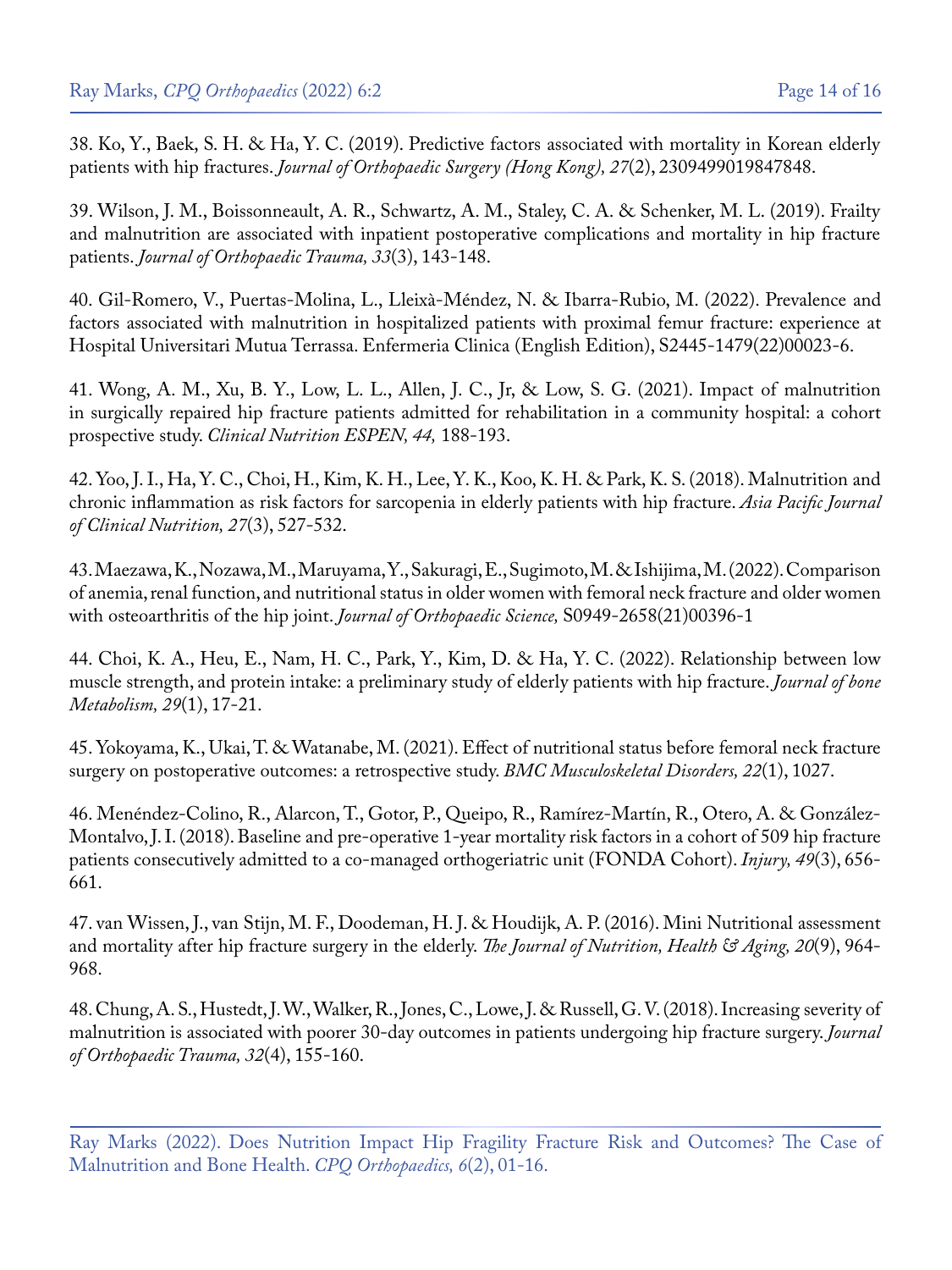38. Ko, Y., Baek, S. H. & Ha, Y. C. (2019). Predictive factors associated with mortality in Korean elderly patients with hip fractures. *Journal of Orthopaedic Surgery (Hong Kong), 27*(2), 2309499019847848.

39. Wilson, J. M., Boissonneault, A. R., Schwartz, A. M., Staley, C. A. & Schenker, M. L. (2019). Frailty and malnutrition are associated with inpatient postoperative complications and mortality in hip fracture patients. *Journal of Orthopaedic Trauma, 33*(3), 143-148.

40. Gil-Romero, V., Puertas-Molina, L., Lleixà-Méndez, N. & Ibarra-Rubio, M. (2022). Prevalence and factors associated with malnutrition in hospitalized patients with proximal femur fracture: experience at Hospital Universitari Mutua Terrassa. Enfermeria Clinica (English Edition), S2445-1479(22)00023-6.

41. Wong, A. M., Xu, B. Y., Low, L. L., Allen, J. C., Jr, & Low, S. G. (2021). Impact of malnutrition in surgically repaired hip fracture patients admitted for rehabilitation in a community hospital: a cohort prospective study. *Clinical Nutrition ESPEN, 44,* 188-193.

42. Yoo, J. I., Ha, Y. C., Choi, H., Kim, K. H., Lee, Y. K., Koo, K. H. & Park, K. S. (2018). Malnutrition and chronic inflammation as risk factors for sarcopenia in elderly patients with hip fracture. *Asia Pacific Journal of Clinical Nutrition, 27*(3), 527-532.

43. Maezawa, K., Nozawa, M., Maruyama, Y., Sakuragi, E., Sugimoto, M. & Ishijima, M. (2022). Comparison of anemia, renal function, and nutritional status in older women with femoral neck fracture and older women with osteoarthritis of the hip joint. *Journal of Orthopaedic Science,* S0949-2658(21)00396-1

44. Choi, K. A., Heu, E., Nam, H. C., Park, Y., Kim, D. & Ha, Y. C. (2022). Relationship between low muscle strength, and protein intake: a preliminary study of elderly patients with hip fracture. *Journal of bone Metabolism, 29*(1), 17-21.

45. Yokoyama, K., Ukai, T. & Watanabe, M. (2021). Effect of nutritional status before femoral neck fracture surgery on postoperative outcomes: a retrospective study. *BMC Musculoskeletal Disorders, 22*(1), 1027.

46. Menéndez-Colino, R., Alarcon, T., Gotor, P., Queipo, R., Ramírez-Martín, R., Otero, A. & González-Montalvo, J. I. (2018). Baseline and pre-operative 1-year mortality risk factors in a cohort of 509 hip fracture patients consecutively admitted to a co-managed orthogeriatric unit (FONDA Cohort). *Injury, 49*(3), 656-661.

47. van Wissen, J., van Stijn, M. F., Doodeman, H. J. & Houdijk, A. P. (2016). Mini Nutritional assessment and mortality after hip fracture surgery in the elderly. *The Journal of Nutrition, Health & Aging, 20*(9), 964-968.

48. Chung, A. S., Hustedt, J. W., Walker, R., Jones, C., Lowe, J. & Russell, G. V. (2018). Increasing severity of malnutrition is associated with poorer 30-day outcomes in patients undergoing hip fracture surgery. *Journal of Orthopaedic Trauma, 32*(4), 155-160.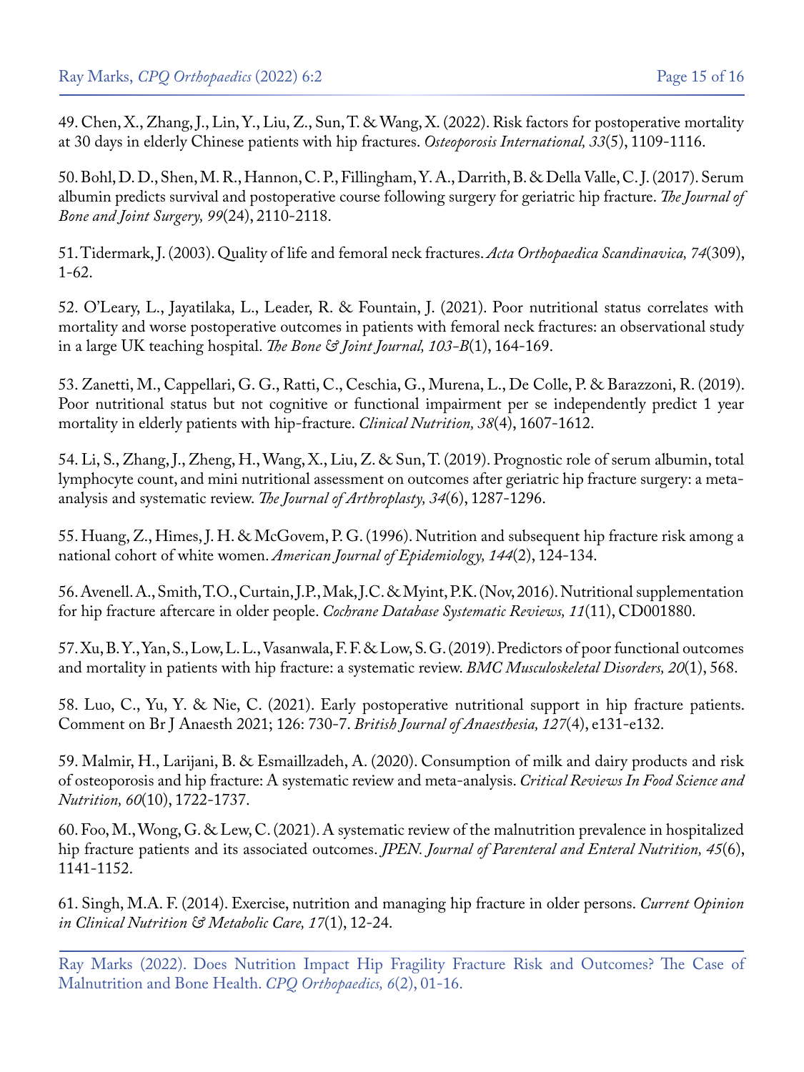49. Chen, X., Zhang, J., Lin, Y., Liu, Z., Sun, T. & Wang, X. (2022). Risk factors for postoperative mortality at 30 days in elderly Chinese patients with hip fractures. *Osteoporosis International, 33*(5), 1109-1116.

50. Bohl, D. D., Shen, M. R., Hannon, C. P., Fillingham, Y. A., Darrith, B. & Della Valle, C. J. (2017). Serum albumin predicts survival and postoperative course following surgery for geriatric hip fracture. *The Journal of Bone and Joint Surgery, 99*(24), 2110-2118.

51. Tidermark, J. (2003). Quality of life and femoral neck fractures. *Acta Orthopaedica Scandinavica, 74*(309), 1-62.

52. O'Leary, L., Jayatilaka, L., Leader, R. & Fountain, J. (2021). Poor nutritional status correlates with mortality and worse postoperative outcomes in patients with femoral neck fractures: an observational study in a large UK teaching hospital. *The Bone & Joint Journal, 103-B*(1), 164-169.

53. Zanetti, M., Cappellari, G. G., Ratti, C., Ceschia, G., Murena, L., De Colle, P. & Barazzoni, R. (2019). Poor nutritional status but not cognitive or functional impairment per se independently predict 1 year mortality in elderly patients with hip-fracture. *Clinical Nutrition, 38*(4), 1607-1612.

54. Li, S., Zhang, J., Zheng, H., Wang, X., Liu, Z. & Sun, T. (2019). Prognostic role of serum albumin, total lymphocyte count, and mini nutritional assessment on outcomes after geriatric hip fracture surgery: a meta-analysis and systematic review. *The Journal of Arthroplasty, 34*(6), 1287-1296.

55. Huang, Z., Himes, J. H. & McGovem, P. G. (1996). Nutrition and subsequent hip fracture risk among a national cohort of white women. *American Journal of Epidemiology, 144*(2), 124-134.

56. Avenell. A., Smith, T.O., Curtain, J.P., Mak, J.C. & Myint, P.K. (Nov, 2016). Nutritional supplementation for hip fracture aftercare in older people. *Cochrane Database Systematic Reviews, 11*(11), CD001880.

57. Xu, B. Y., Yan, S., Low, L. L., Vasanwala, F. F. & Low, S. G. (2019). Predictors of poor functional outcomes and mortality in patients with hip fracture: a systematic review. *BMC Musculoskeletal Disorders, 20*(1), 568.

58. Luo, C., Yu, Y. & Nie, C. (2021). Early postoperative nutritional support in hip fracture patients. Comment on Br J Anaesth 2021; 126: 730-7. *British Journal of Anaesthesia, 127*(4), e131-e132.

59. Malmir, H., Larijani, B. & Esmaillzadeh, A. (2020). Consumption of milk and dairy products and risk of osteoporosis and hip fracture: A systematic review and meta-analysis. *Critical Reviews In Food Science and Nutrition, 60*(10), 1722-1737.

60. Foo, M., Wong, G. & Lew, C. (2021). A systematic review of the malnutrition prevalence in hospitalized hip fracture patients and its associated outcomes. *JPEN. Journal of Parenteral and Enteral Nutrition, 45*(6), 1141-1152.

61. Singh, M.A. F. (2014). Exercise, nutrition and managing hip fracture in older persons. *Current Opinion in Clinical Nutrition & Metabolic Care, 17*(1), 12-24.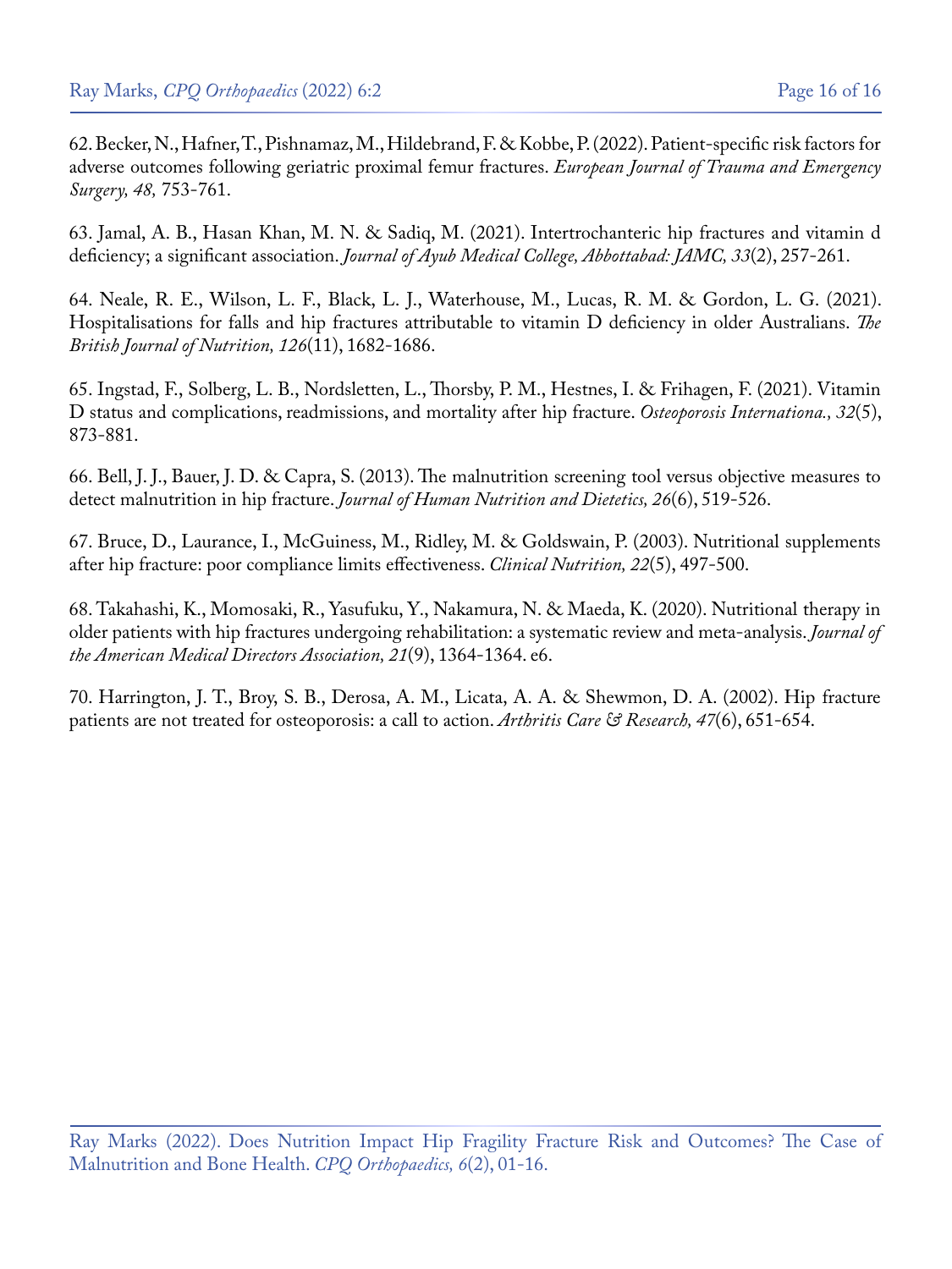62. Becker, N., Hafner, T., Pishnamaz, M., Hildebrand, F. & Kobbe, P. (2022). Patient-specific risk factors for adverse outcomes following geriatric proximal femur fractures. *European Journal of Trauma and Emergency Surgery, 48,* 753-761.

63. Jamal, A. B., Hasan Khan, M. N. & Sadiq, M. (2021). Intertrochanteric hip fractures and vitamin d deficiency; a significant association. *Journal of Ayub Medical College, Abbottabad: JAMC, 33*(2), 257-261.

64. Neale, R. E., Wilson, L. F., Black, L. J., Waterhouse, M., Lucas, R. M. & Gordon, L. G. (2021). Hospitalisations for falls and hip fractures attributable to vitamin D deficiency in older Australians. *The British Journal of Nutrition, 126*(11), 1682-1686.

65. Ingstad, F., Solberg, L. B., Nordsletten, L., Thorsby, P. M., Hestnes, I. & Frihagen, F. (2021). Vitamin D status and complications, readmissions, and mortality after hip fracture. *Osteoporosis Internationa., 32*(5), 873-881.

66. Bell, J. J., Bauer, J. D. & Capra, S. (2013). The malnutrition screening tool versus objective measures to detect malnutrition in hip fracture. *Journal of Human Nutrition and Dietetics, 26*(6), 519-526.

67. Bruce, D., Laurance, I., McGuiness, M., Ridley, M. & Goldswain, P. (2003). Nutritional supplements after hip fracture: poor compliance limits effectiveness. *Clinical Nutrition, 22*(5), 497-500.

68. Takahashi, K., Momosaki, R., Yasufuku, Y., Nakamura, N. & Maeda, K. (2020). Nutritional therapy in older patients with hip fractures undergoing rehabilitation: a systematic review and meta-analysis. *Journal of the American Medical Directors Association, 21*(9), 1364-1364. e6.

70. Harrington, J. T., Broy, S. B., Derosa, A. M., Licata, A. A. & Shewmon, D. A. (2002). Hip fracture patients are not treated for osteoporosis: a call to action. *Arthritis Care & Research, 47*(6), 651-654.